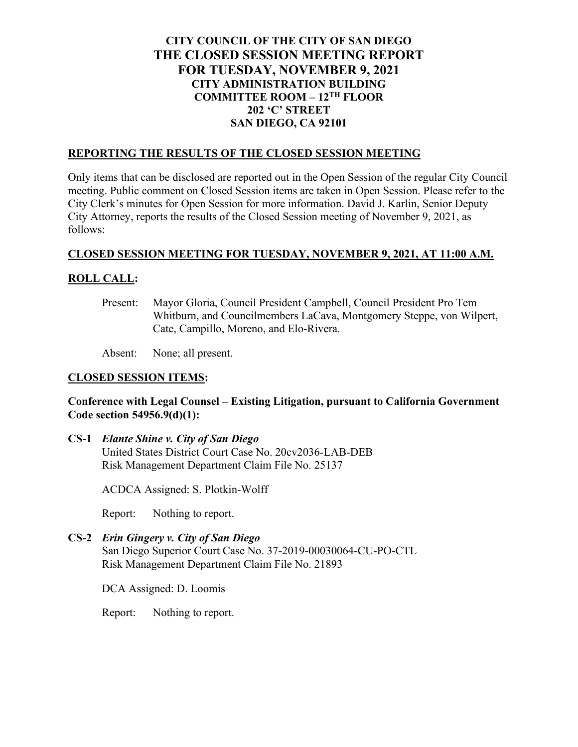# CITY COUNCIL OF THE CITY OF SAN DIEGO
# THE CLOSED SESSION MEETING REPORT
# FOR TUESDAY, NOVEMBER 9, 2021

**CITY ADMINISTRATION BUILDING**
**COMMITTEE ROOM – 12TH FLOOR**
**202 'C' STREET**
**SAN DIEGO, CA 92101**

## REPORTING THE RESULTS OF THE CLOSED SESSION MEETING

Only items that can be disclosed are reported out in the Open Session of the regular City Council meeting. Public comment on Closed Session items are taken in Open Session. Please refer to the City Clerk's minutes for Open Session for more information. David J. Karlin, Senior Deputy City Attorney, reports the results of the Closed Session meeting of November 9, 2021, as follows:

## CLOSED SESSION MEETING FOR TUESDAY, NOVEMBER 9, 2021, AT 11:00 A.M.

## ROLL CALL:

Present: Mayor Gloria, Council President Campbell, Council President Pro Tem Whitburn, and Councilmembers LaCava, Montgomery Steppe, von Wilpert, Cate, Campillo, Moreno, and Elo-Rivera.

Absent: None; all present.

## CLOSED SESSION ITEMS:

**Conference with Legal Counsel – Existing Litigation, pursuant to California Government Code section 54956.9(d)(1):**

**CS-1** ***Elante Shine v. City of San Diego***
United States District Court Case No. 20cv2036-LAB-DEB
Risk Management Department Claim File No. 25137

ACDCA Assigned: S. Plotkin-Wolff

Report: Nothing to report.

**CS-2** ***Erin Gingery v. City of San Diego***
San Diego Superior Court Case No. 37-2019-00030064-CU-PO-CTL
Risk Management Department Claim File No. 21893

DCA Assigned: D. Loomis

Report: Nothing to report.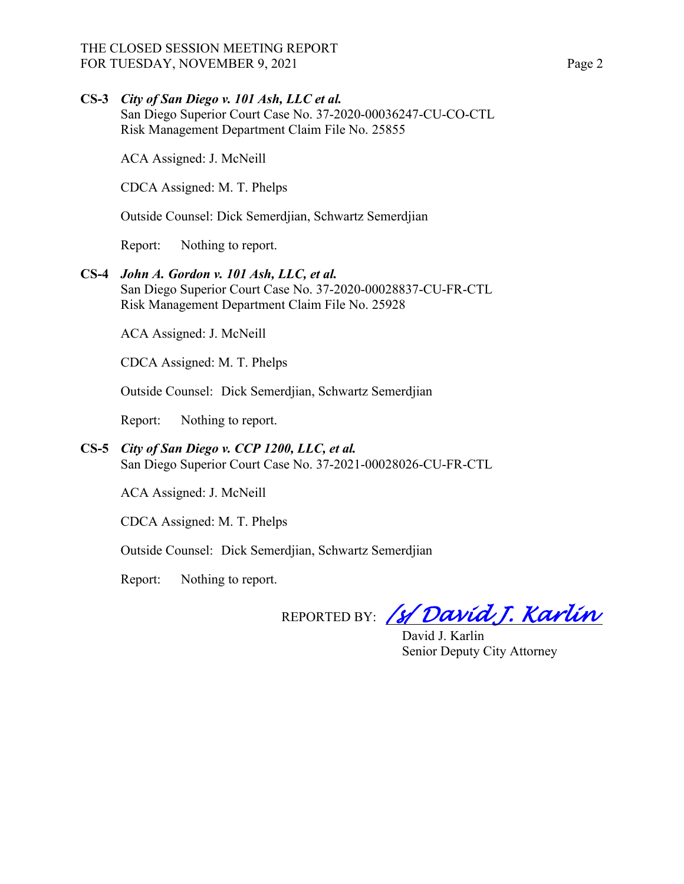**CS-3** ***City of San Diego v. 101 Ash, LLC et al.***
San Diego Superior Court Case No. 37-2020-00036247-CU-CO-CTL
Risk Management Department Claim File No. 25855

ACA Assigned: J. McNeill

CDCA Assigned: M. T. Phelps

Outside Counsel: Dick Semerdjian, Schwartz Semerdjian

Report: Nothing to report.

**CS-4** ***John A. Gordon v. 101 Ash, LLC, et al.***
San Diego Superior Court Case No. 37-2020-00028837-CU-FR-CTL
Risk Management Department Claim File No. 25928

ACA Assigned: J. McNeill

CDCA Assigned: M. T. Phelps

Outside Counsel: Dick Semerdjian, Schwartz Semerdjian

Report: Nothing to report.

**CS-5** ***City of San Diego v. CCP 1200, LLC, et al.***
San Diego Superior Court Case No. 37-2021-00028026-CU-FR-CTL

ACA Assigned: J. McNeill

CDCA Assigned: M. T. Phelps

Outside Counsel: Dick Semerdjian, Schwartz Semerdjian

Report: Nothing to report.

REPORTED BY: /s/ David J. Karlin
David J. Karlin
Senior Deputy City Attorney